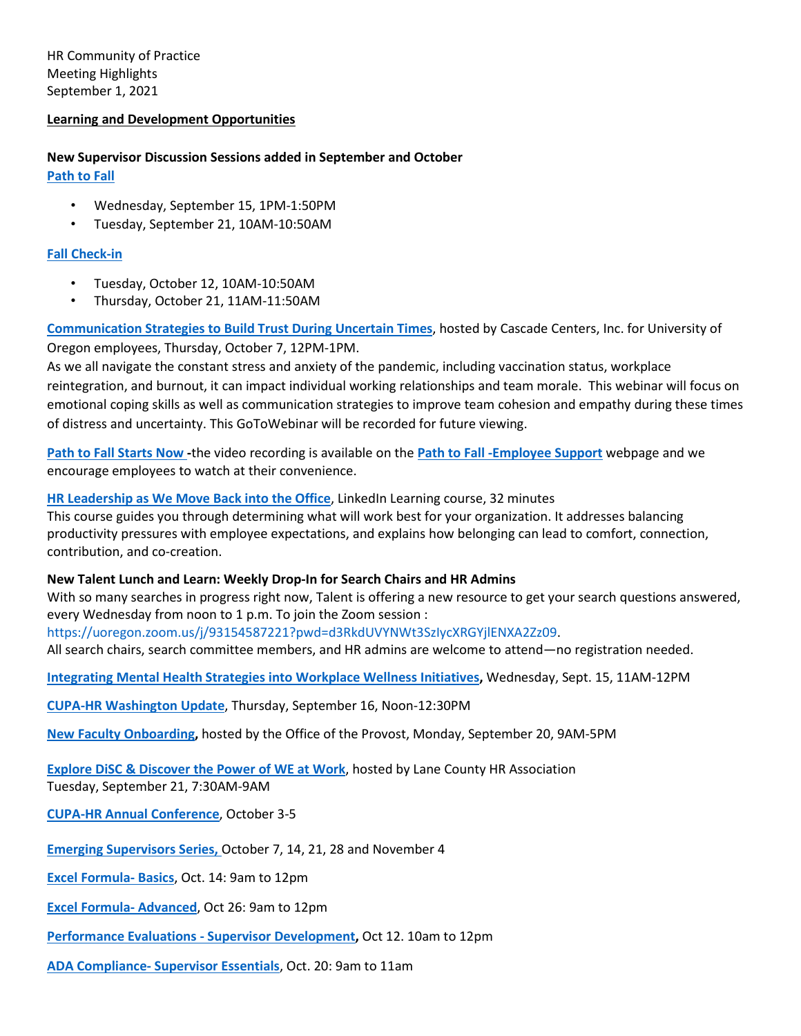HR Community of Practice
Meeting Highlights
September 1, 2021

## Learning and Development Opportunities

**New Supervisor Discussion Sessions added in September and October**

**Path to Fall**

- Wednesday, September 15, 1PM-1:50PM
- Tuesday, September 21, 10AM-10:50AM

**Fall Check-in**

- Tuesday, October 12, 10AM-10:50AM
- Thursday, October 21, 11AM-11:50AM

**Communication Strategies to Build Trust During Uncertain Times**, hosted by Cascade Centers, Inc. for University of Oregon employees, Thursday, October 7, 12PM-1PM.
As we all navigate the constant stress and anxiety of the pandemic, including vaccination status, workplace reintegration, and burnout, it can impact individual working relationships and team morale. This webinar will focus on emotional coping skills as well as communication strategies to improve team cohesion and empathy during these times of distress and uncertainty. This GoToWebinar will be recorded for future viewing.

**Path to Fall Starts Now** -the video recording is available on the **Path to Fall -Employee Support** webpage and we encourage employees to watch at their convenience.

**HR Leadership as We Move Back into the Office**, LinkedIn Learning course, 32 minutes
This course guides you through determining what will work best for your organization. It addresses balancing productivity pressures with employee expectations, and explains how belonging can lead to comfort, connection, contribution, and co-creation.

**New Talent Lunch and Learn: Weekly Drop-In for Search Chairs and HR Admins**
With so many searches in progress right now, Talent is offering a new resource to get your search questions answered, every Wednesday from noon to 1 p.m. To join the Zoom session :
https://uoregon.zoom.us/j/93154587221?pwd=d3RkdUVYNWt3SzIycXRGYjlENXA2Zz09.
All search chairs, search committee members, and HR admins are welcome to attend—no registration needed.

**Integrating Mental Health Strategies into Workplace Wellness Initiatives,** Wednesday, Sept. 15, 11AM-12PM

**CUPA-HR Washington Update**, Thursday, September 16, Noon-12:30PM

**New Faculty Onboarding,** hosted by the Office of the Provost, Monday, September 20, 9AM-5PM

**Explore DiSC & Discover the Power of WE at Work**, hosted by Lane County HR Association
Tuesday, September 21, 7:30AM-9AM

**CUPA-HR Annual Conference**, October 3-5

**Emerging Supervisors Series,** October 7, 14, 21, 28 and November 4

**Excel Formula- Basics**, Oct. 14: 9am to 12pm

**Excel Formula- Advanced**, Oct 26: 9am to 12pm

**Performance Evaluations - Supervisor Development,** Oct 12. 10am to 12pm

**ADA Compliance- Supervisor Essentials**, Oct. 20: 9am to 11am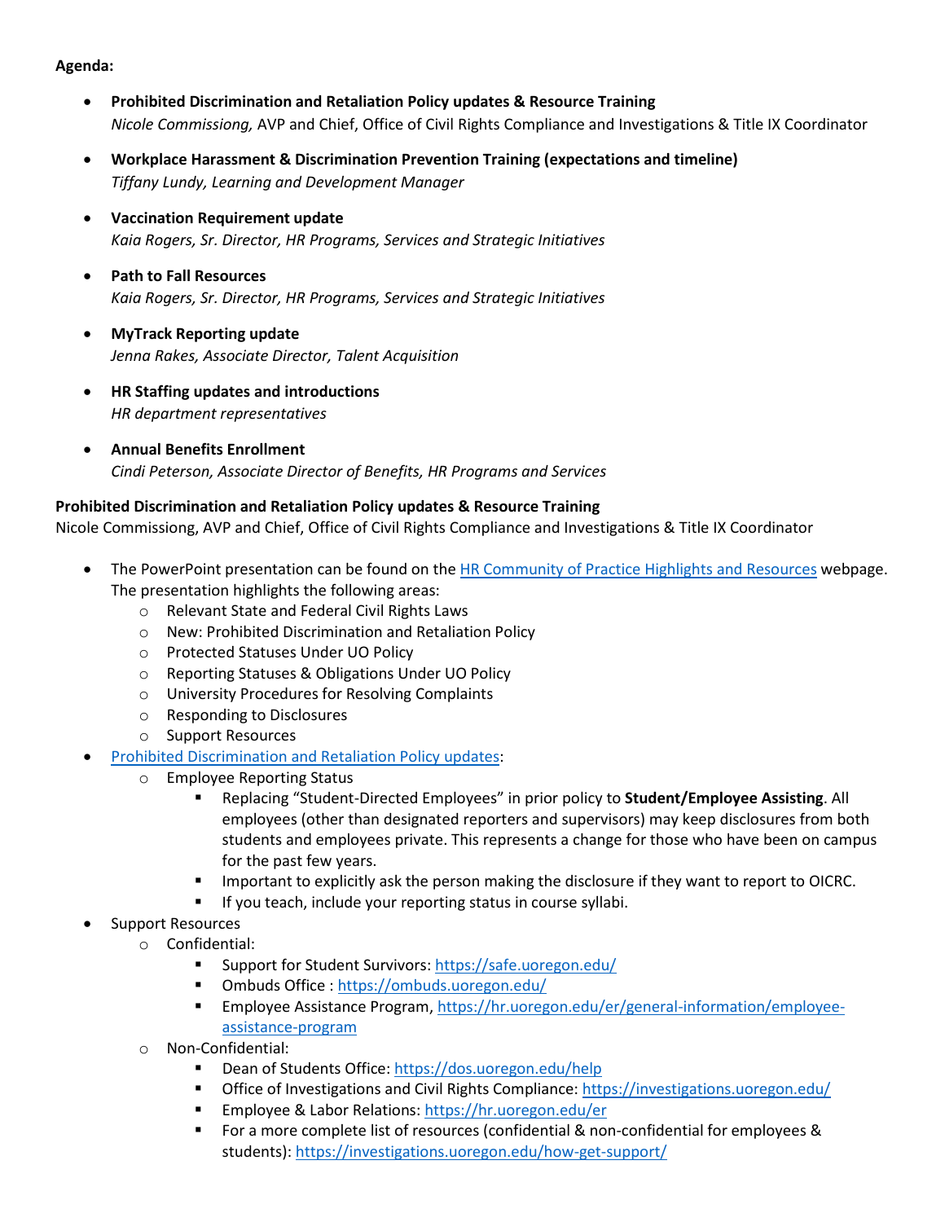**Agenda:**

- **Prohibited Discrimination and Retaliation Policy updates & Resource Training**
  *Nicole Commissiong,* AVP and Chief, Office of Civil Rights Compliance and Investigations & Title IX Coordinator
- **Workplace Harassment & Discrimination Prevention Training (expectations and timeline)**
  *Tiffany Lundy, Learning and Development Manager*
- **Vaccination Requirement update**
  *Kaia Rogers, Sr. Director, HR Programs, Services and Strategic Initiatives*
- **Path to Fall Resources**
  *Kaia Rogers, Sr. Director, HR Programs, Services and Strategic Initiatives*
- **MyTrack Reporting update**
  *Jenna Rakes, Associate Director, Talent Acquisition*
- **HR Staffing updates and introductions**
  *HR department representatives*
- **Annual Benefits Enrollment**
  *Cindi Peterson, Associate Director of Benefits, HR Programs and Services*

**Prohibited Discrimination and Retaliation Policy updates & Resource Training**
Nicole Commissiong, AVP and Chief, Office of Civil Rights Compliance and Investigations & Title IX Coordinator

- The PowerPoint presentation can be found on the [HR Community of Practice Highlights and Resources]() webpage. The presentation highlights the following areas:
  - Relevant State and Federal Civil Rights Laws
  - New: Prohibited Discrimination and Retaliation Policy
  - Protected Statuses Under UO Policy
  - Reporting Statuses & Obligations Under UO Policy
  - University Procedures for Resolving Complaints
  - Responding to Disclosures
  - Support Resources
- [Prohibited Discrimination and Retaliation Policy updates]():
  - Employee Reporting Status
    - Replacing "Student-Directed Employees" in prior policy to **Student/Employee Assisting**. All employees (other than designated reporters and supervisors) may keep disclosures from both students and employees private. This represents a change for those who have been on campus for the past few years.
    - Important to explicitly ask the person making the disclosure if they want to report to OICRC.
    - If you teach, include your reporting status in course syllabi.
- Support Resources
  - Confidential:
    - Support for Student Survivors: https://safe.uoregon.edu/
    - Ombuds Office : https://ombuds.uoregon.edu/
    - Employee Assistance Program, https://hr.uoregon.edu/er/general-information/employee-assistance-program
  - Non-Confidential:
    - Dean of Students Office: https://dos.uoregon.edu/help
    - Office of Investigations and Civil Rights Compliance: https://investigations.uoregon.edu/
    - Employee & Labor Relations: https://hr.uoregon.edu/er
    - For a more complete list of resources (confidential & non-confidential for employees & students): https://investigations.uoregon.edu/how-get-support/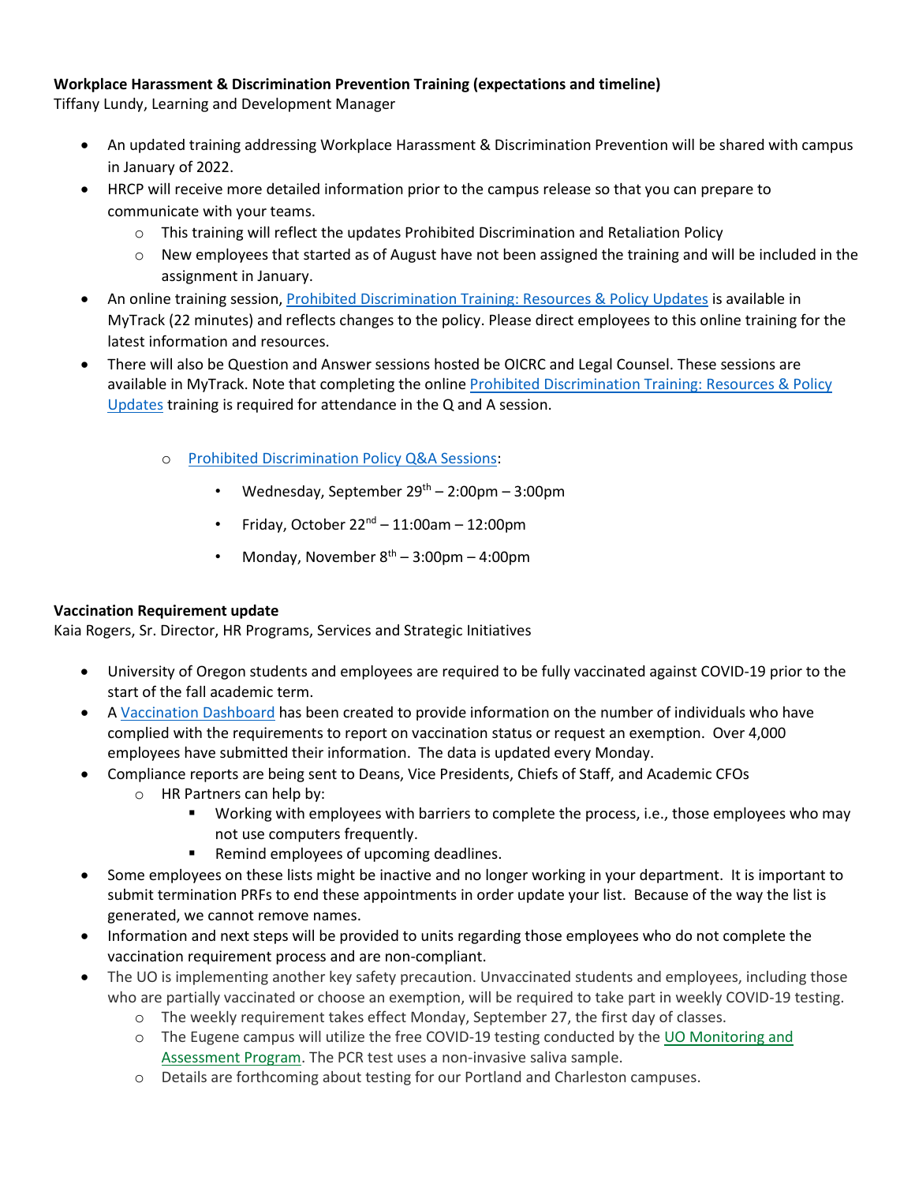**Workplace Harassment & Discrimination Prevention Training (expectations and timeline)**
Tiffany Lundy, Learning and Development Manager

- An updated training addressing Workplace Harassment & Discrimination Prevention will be shared with campus in January of 2022.
- HRCP will receive more detailed information prior to the campus release so that you can prepare to communicate with your teams.
  - This training will reflect the updates Prohibited Discrimination and Retaliation Policy
  - New employees that started as of August have not been assigned the training and will be included in the assignment in January.
- An online training session, Prohibited Discrimination Training: Resources & Policy Updates is available in MyTrack (22 minutes) and reflects changes to the policy. Please direct employees to this online training for the latest information and resources.
- There will also be Question and Answer sessions hosted be OICRC and Legal Counsel. These sessions are available in MyTrack. Note that completing the online Prohibited Discrimination Training: Resources & Policy Updates training is required for attendance in the Q and A session.
  - Prohibited Discrimination Policy Q&A Sessions:
    - Wednesday, September 29th – 2:00pm – 3:00pm
    - Friday, October 22nd – 11:00am – 12:00pm
    - Monday, November 8th – 3:00pm – 4:00pm

**Vaccination Requirement update**
Kaia Rogers, Sr. Director, HR Programs, Services and Strategic Initiatives

- University of Oregon students and employees are required to be fully vaccinated against COVID-19 prior to the start of the fall academic term.
- A Vaccination Dashboard has been created to provide information on the number of individuals who have complied with the requirements to report on vaccination status or request an exemption. Over 4,000 employees have submitted their information. The data is updated every Monday.
- Compliance reports are being sent to Deans, Vice Presidents, Chiefs of Staff, and Academic CFOs
  - HR Partners can help by:
    - Working with employees with barriers to complete the process, i.e., those employees who may not use computers frequently.
    - Remind employees of upcoming deadlines.
- Some employees on these lists might be inactive and no longer working in your department. It is important to submit termination PRFs to end these appointments in order update your list. Because of the way the list is generated, we cannot remove names.
- Information and next steps will be provided to units regarding those employees who do not complete the vaccination requirement process and are non-compliant.
- The UO is implementing another key safety precaution. Unvaccinated students and employees, including those who are partially vaccinated or choose an exemption, will be required to take part in weekly COVID-19 testing.
  - The weekly requirement takes effect Monday, September 27, the first day of classes.
  - The Eugene campus will utilize the free COVID-19 testing conducted by the UO Monitoring and Assessment Program. The PCR test uses a non-invasive saliva sample.
  - Details are forthcoming about testing for our Portland and Charleston campuses.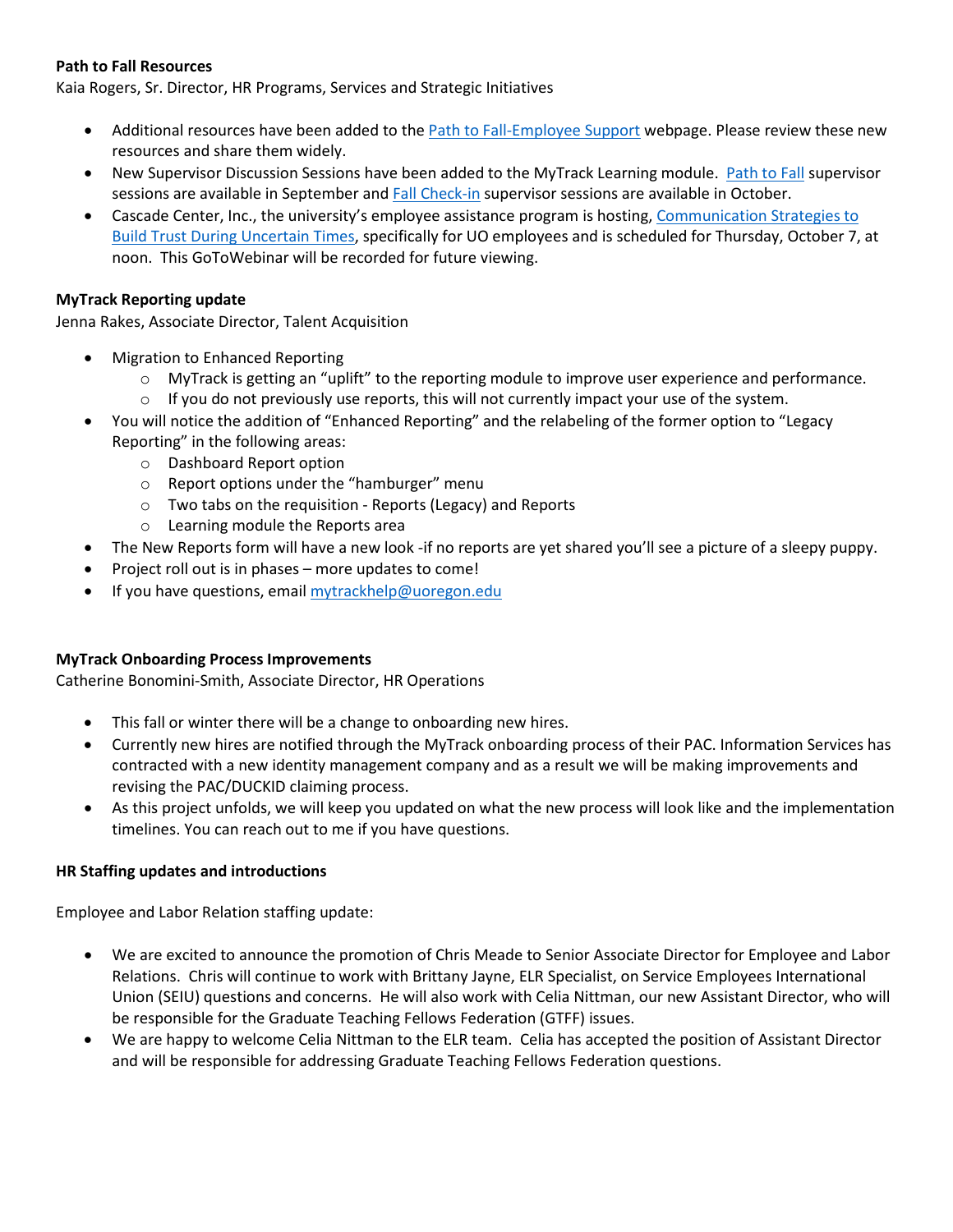**Path to Fall Resources**

Kaia Rogers, Sr. Director, HR Programs, Services and Strategic Initiatives

- Additional resources have been added to the [Path to Fall-Employee Support]() webpage. Please review these new resources and share them widely.
- New Supervisor Discussion Sessions have been added to the MyTrack Learning module. [Path to Fall]() supervisor sessions are available in September and [Fall Check-in]() supervisor sessions are available in October.
- Cascade Center, Inc., the university's employee assistance program is hosting, [Communication Strategies to Build Trust During Uncertain Times](), specifically for UO employees and is scheduled for Thursday, October 7, at noon. This GoToWebinar will be recorded for future viewing.

**MyTrack Reporting update**

Jenna Rakes, Associate Director, Talent Acquisition

- Migration to Enhanced Reporting
    - MyTrack is getting an "uplift" to the reporting module to improve user experience and performance.
    - If you do not previously use reports, this will not currently impact your use of the system.
- You will notice the addition of "Enhanced Reporting" and the relabeling of the former option to "Legacy Reporting" in the following areas:
    - Dashboard Report option
    - Report options under the "hamburger" menu
    - Two tabs on the requisition - Reports (Legacy) and Reports
    - Learning module the Reports area
- The New Reports form will have a new look -if no reports are yet shared you'll see a picture of a sleepy puppy.
- Project roll out is in phases – more updates to come!
- If you have questions, email [mytrackhelp@uoregon.edu](mailto:mytrackhelp@uoregon.edu)

**MyTrack Onboarding Process Improvements**

Catherine Bonomini-Smith, Associate Director, HR Operations

- This fall or winter there will be a change to onboarding new hires.
- Currently new hires are notified through the MyTrack onboarding process of their PAC. Information Services has contracted with a new identity management company and as a result we will be making improvements and revising the PAC/DUCKID claiming process.
- As this project unfolds, we will keep you updated on what the new process will look like and the implementation timelines. You can reach out to me if you have questions.

**HR Staffing updates and introductions**

Employee and Labor Relation staffing update:

- We are excited to announce the promotion of Chris Meade to Senior Associate Director for Employee and Labor Relations. Chris will continue to work with Brittany Jayne, ELR Specialist, on Service Employees International Union (SEIU) questions and concerns. He will also work with Celia Nittman, our new Assistant Director, who will be responsible for the Graduate Teaching Fellows Federation (GTFF) issues.
- We are happy to welcome Celia Nittman to the ELR team. Celia has accepted the position of Assistant Director and will be responsible for addressing Graduate Teaching Fellows Federation questions.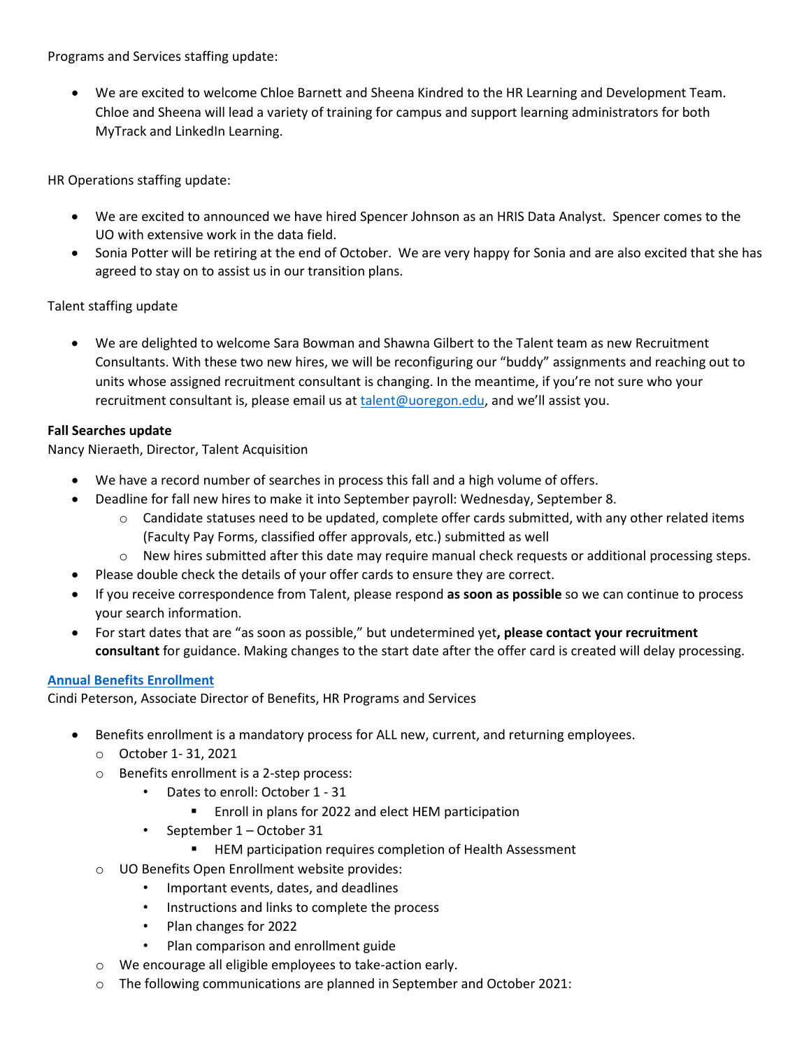Programs and Services staffing update:

- We are excited to welcome Chloe Barnett and Sheena Kindred to the HR Learning and Development Team. Chloe and Sheena will lead a variety of training for campus and support learning administrators for both MyTrack and LinkedIn Learning.

HR Operations staffing update:

- We are excited to announced we have hired Spencer Johnson as an HRIS Data Analyst. Spencer comes to the UO with extensive work in the data field.
- Sonia Potter will be retiring at the end of October. We are very happy for Sonia and are also excited that she has agreed to stay on to assist us in our transition plans.

Talent staffing update

- We are delighted to welcome Sara Bowman and Shawna Gilbert to the Talent team as new Recruitment Consultants. With these two new hires, we will be reconfiguring our "buddy" assignments and reaching out to units whose assigned recruitment consultant is changing. In the meantime, if you're not sure who your recruitment consultant is, please email us at [talent@uoregon.edu](mailto:talent@uoregon.edu), and we'll assist you.

**Fall Searches update**
Nancy Nieraeth, Director, Talent Acquisition

- We have a record number of searches in process this fall and a high volume of offers.
- Deadline for fall new hires to make it into September payroll: Wednesday, September 8.
    - Candidate statuses need to be updated, complete offer cards submitted, with any other related items (Faculty Pay Forms, classified offer approvals, etc.) submitted as well
    - New hires submitted after this date may require manual check requests or additional processing steps.
- Please double check the details of your offer cards to ensure they are correct.
- If you receive correspondence from Talent, please respond **as soon as possible** so we can continue to process your search information.
- For start dates that are "as soon as possible," but undetermined yet**, please contact your recruitment consultant** for guidance. Making changes to the start date after the offer card is created will delay processing.

**[Annual Benefits Enrollment]()**
Cindi Peterson, Associate Director of Benefits, HR Programs and Services

- Benefits enrollment is a mandatory process for ALL new, current, and returning employees.
    - October 1- 31, 2021
    - Benefits enrollment is a 2-step process:
        - Dates to enroll: October 1 - 31
            - Enroll in plans for 2022 and elect HEM participation
        - September 1 – October 31
            - HEM participation requires completion of Health Assessment
    - UO Benefits Open Enrollment website provides:
        - Important events, dates, and deadlines
        - Instructions and links to complete the process
        - Plan changes for 2022
        - Plan comparison and enrollment guide
    - We encourage all eligible employees to take-action early.
    - The following communications are planned in September and October 2021: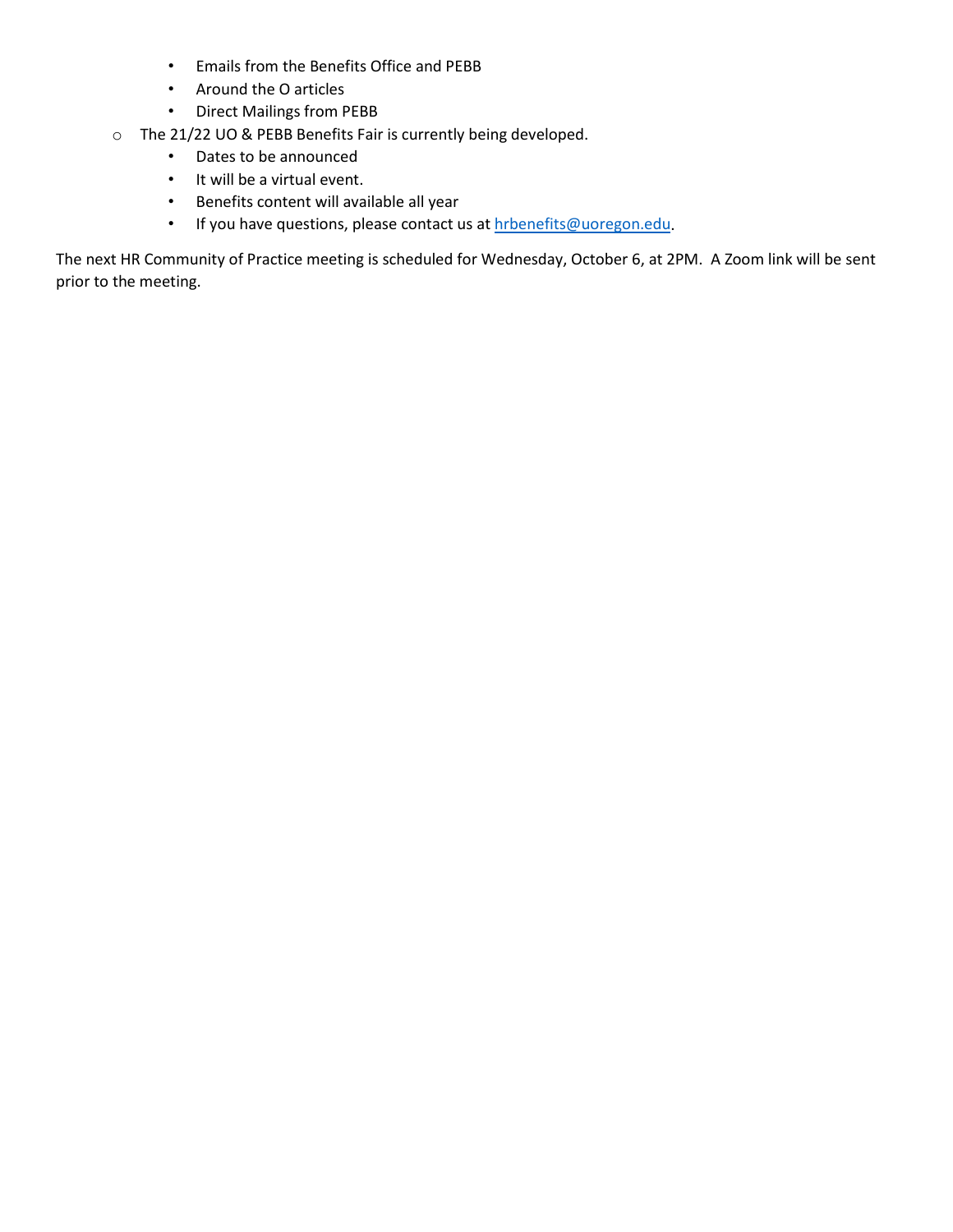- Emails from the Benefits Office and PEBB
        - Around the O articles
        - Direct Mailings from PEBB
    - The 21/22 UO & PEBB Benefits Fair is currently being developed.
        - Dates to be announced
        - It will be a virtual event.
        - Benefits content will available all year
        - If you have questions, please contact us at [hrbenefits@uoregon.edu](mailto:hrbenefits@uoregon.edu).

The next HR Community of Practice meeting is scheduled for Wednesday, October 6, at 2PM. A Zoom link will be sent prior to the meeting.